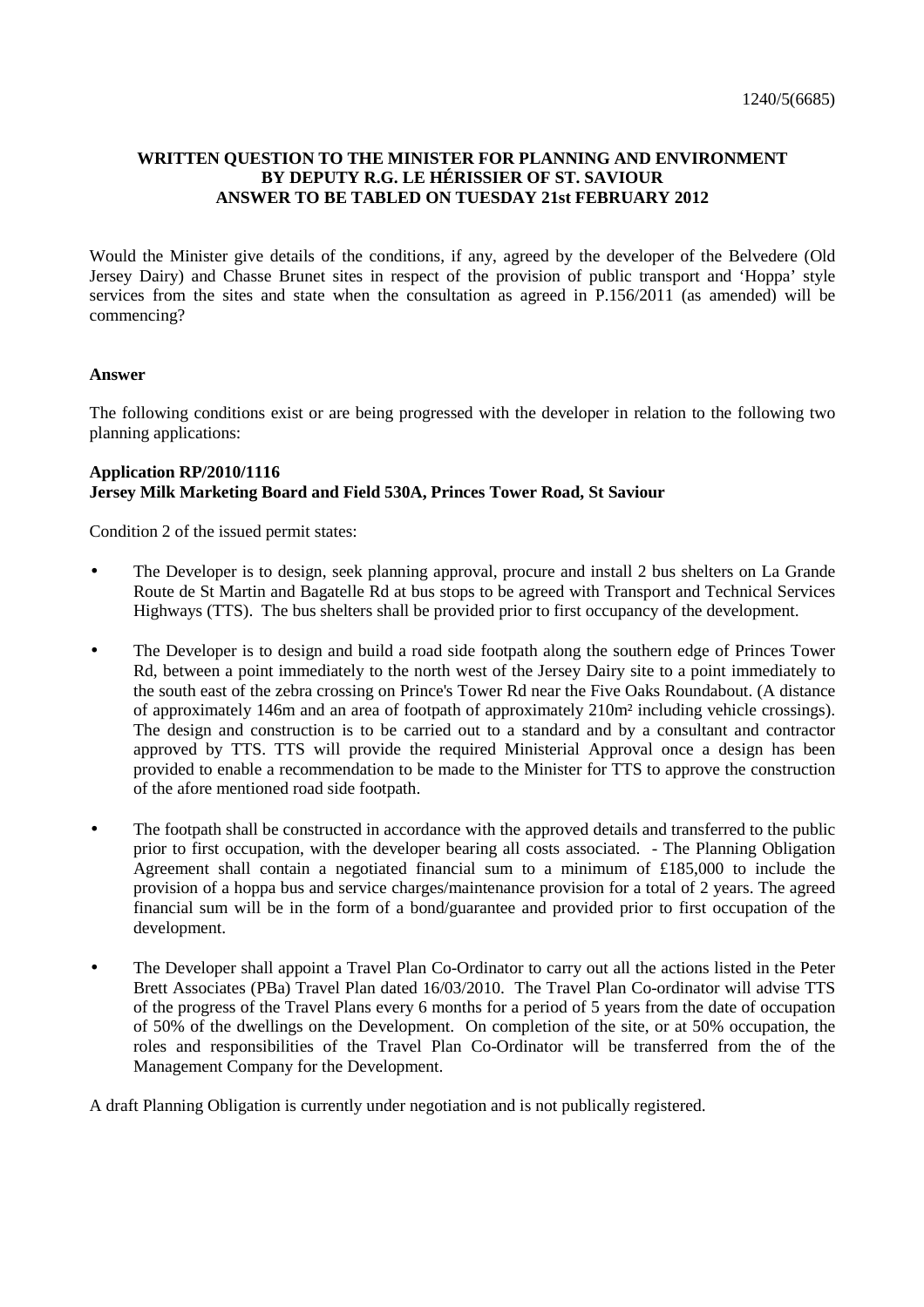1240/5(6685)

**WRITTEN QUESTION TO THE MINISTER FOR PLANNING AND ENVIRONMENT BY DEPUTY R.G. LE HÉRISSIER OF ST. SAVIOUR ANSWER TO BE TABLED ON TUESDAY 21st FEBRUARY 2012**

Would the Minister give details of the conditions, if any, agreed by the developer of the Belvedere (Old Jersey Dairy) and Chasse Brunet sites in respect of the provision of public transport and 'Hoppa' style services from the sites and state when the consultation as agreed in P.156/2011 (as amended) will be commencing?

**Answer**

The following conditions exist or are being progressed with the developer in relation to the following two planning applications:

**Application RP/2010/1116**
**Jersey Milk Marketing Board and Field 530A, Princes Tower Road, St Saviour**

Condition 2 of the issued permit states:

- The Developer is to design, seek planning approval, procure and install 2 bus shelters on La Grande Route de St Martin and Bagatelle Rd at bus stops to be agreed with Transport and Technical Services Highways (TTS). The bus shelters shall be provided prior to first occupancy of the development.
- The Developer is to design and build a road side footpath along the southern edge of Princes Tower Rd, between a point immediately to the north west of the Jersey Dairy site to a point immediately to the south east of the zebra crossing on Prince's Tower Rd near the Five Oaks Roundabout. (A distance of approximately 146m and an area of footpath of approximately 210m² including vehicle crossings). The design and construction is to be carried out to a standard and by a consultant and contractor approved by TTS. TTS will provide the required Ministerial Approval once a design has been provided to enable a recommendation to be made to the Minister for TTS to approve the construction of the afore mentioned road side footpath.
- The footpath shall be constructed in accordance with the approved details and transferred to the public prior to first occupation, with the developer bearing all costs associated. - The Planning Obligation Agreement shall contain a negotiated financial sum to a minimum of £185,000 to include the provision of a hoppa bus and service charges/maintenance provision for a total of 2 years. The agreed financial sum will be in the form of a bond/guarantee and provided prior to first occupation of the development.
- The Developer shall appoint a Travel Plan Co-Ordinator to carry out all the actions listed in the Peter Brett Associates (PBa) Travel Plan dated 16/03/2010. The Travel Plan Co-ordinator will advise TTS of the progress of the Travel Plans every 6 months for a period of 5 years from the date of occupation of 50% of the dwellings on the Development. On completion of the site, or at 50% occupation, the roles and responsibilities of the Travel Plan Co-Ordinator will be transferred from the of the Management Company for the Development.

A draft Planning Obligation is currently under negotiation and is not publically registered.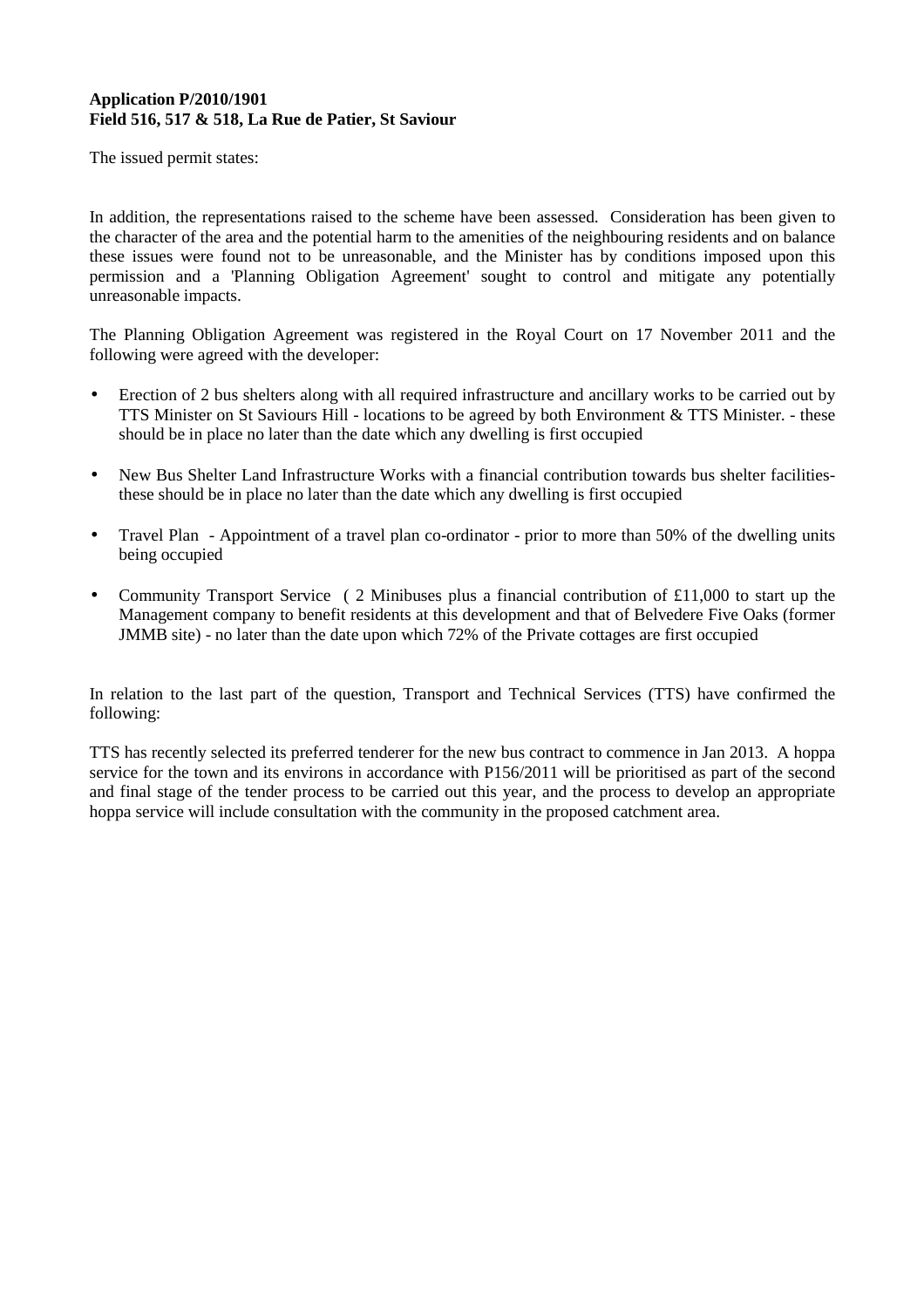**Application P/2010/1901**
**Field 516, 517 & 518, La Rue de Patier, St Saviour**

The issued permit states:

In addition, the representations raised to the scheme have been assessed. Consideration has been given to the character of the area and the potential harm to the amenities of the neighbouring residents and on balance these issues were found not to be unreasonable, and the Minister has by conditions imposed upon this permission and a 'Planning Obligation Agreement' sought to control and mitigate any potentially unreasonable impacts.

The Planning Obligation Agreement was registered in the Royal Court on 17 November 2011 and the following were agreed with the developer:

- Erection of 2 bus shelters along with all required infrastructure and ancillary works to be carried out by TTS Minister on St Saviours Hill - locations to be agreed by both Environment & TTS Minister. - these should be in place no later than the date which any dwelling is first occupied
- New Bus Shelter Land Infrastructure Works with a financial contribution towards bus shelter facilities- these should be in place no later than the date which any dwelling is first occupied
- Travel Plan - Appointment of a travel plan co-ordinator - prior to more than 50% of the dwelling units being occupied
- Community Transport Service ( 2 Minibuses plus a financial contribution of £11,000 to start up the Management company to benefit residents at this development and that of Belvedere Five Oaks (former JMMB site) - no later than the date upon which 72% of the Private cottages are first occupied

In relation to the last part of the question, Transport and Technical Services (TTS) have confirmed the following:

TTS has recently selected its preferred tenderer for the new bus contract to commence in Jan 2013. A hoppa service for the town and its environs in accordance with P156/2011 will be prioritised as part of the second and final stage of the tender process to be carried out this year, and the process to develop an appropriate hoppa service will include consultation with the community in the proposed catchment area.